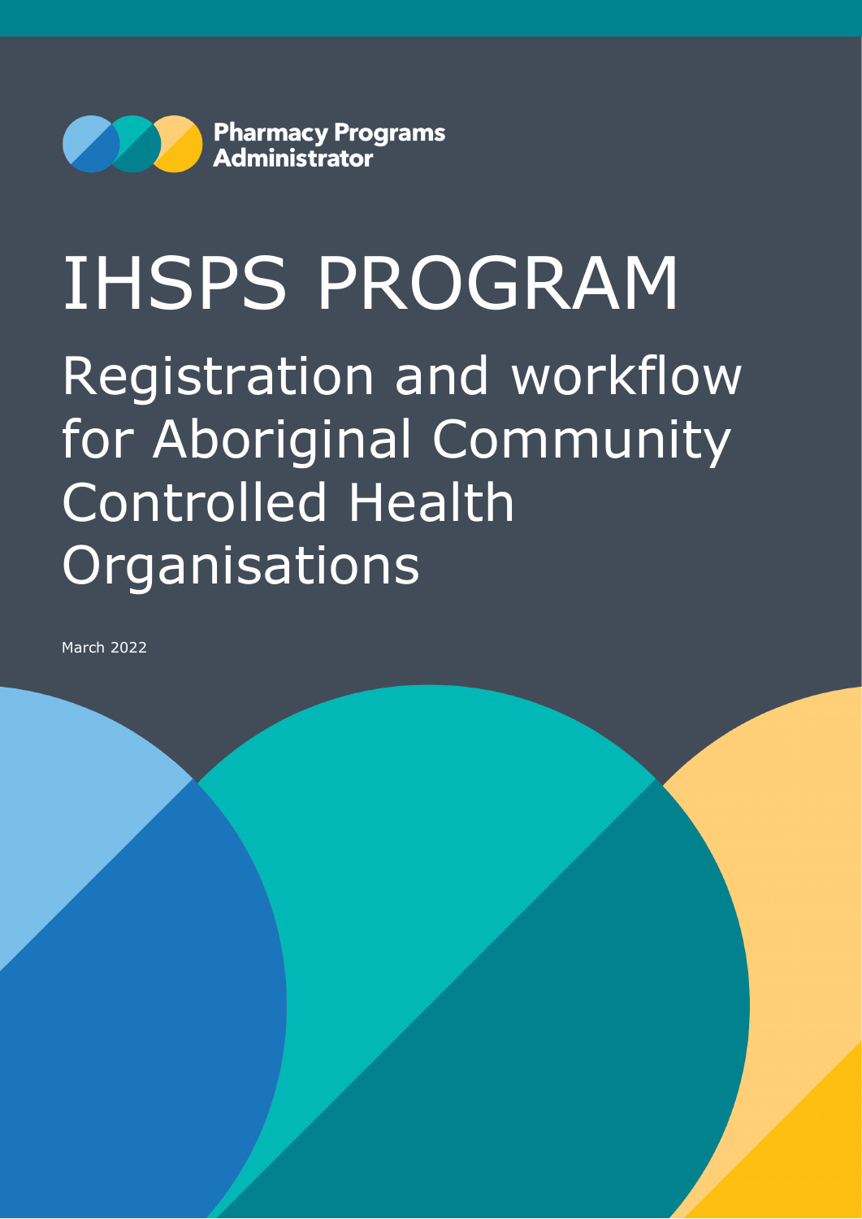Pharmacy Programs Administrator

# IHSPS PROGRAM

## Registration and workflow for Aboriginal Community Controlled Health Organisations

March 2022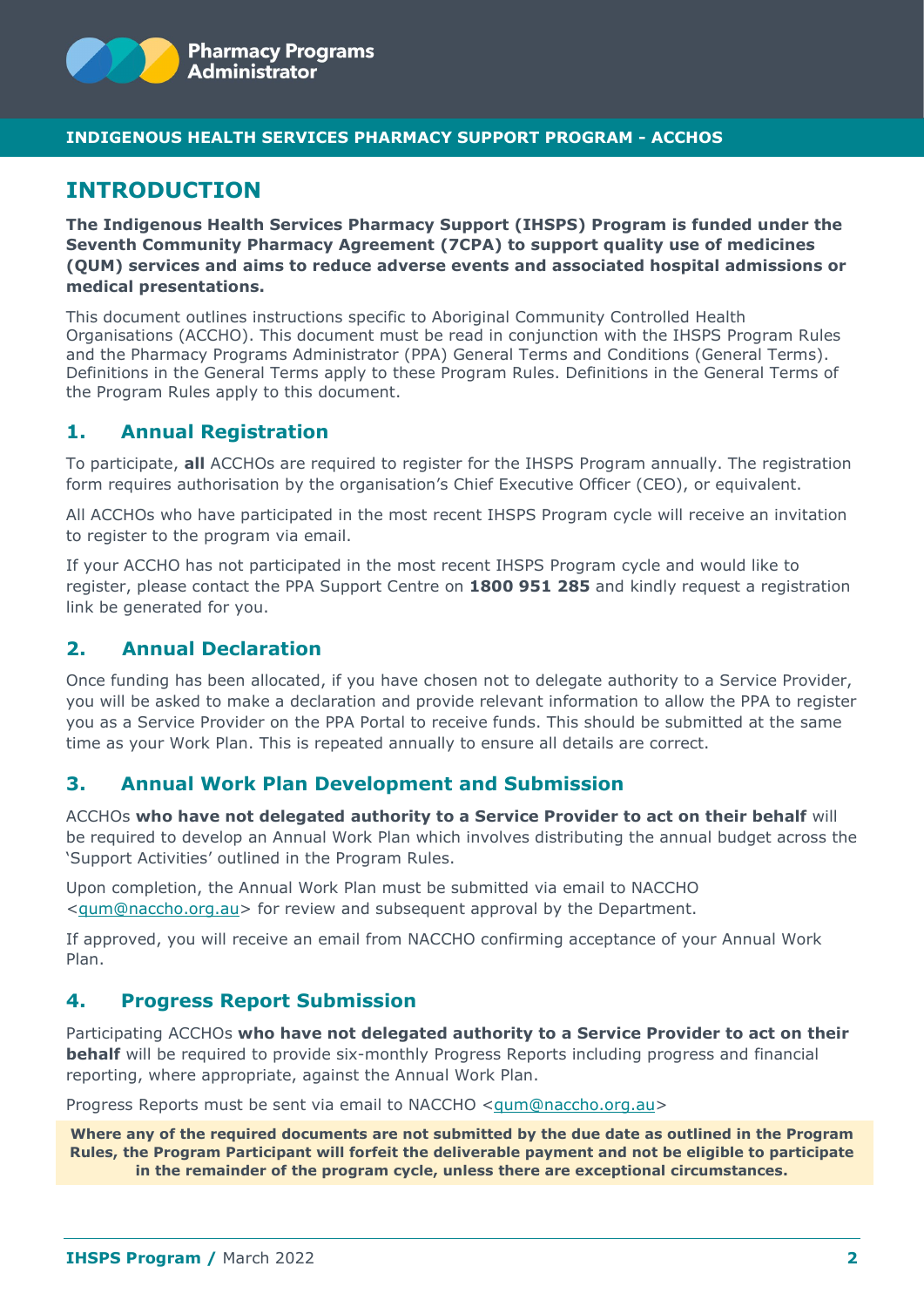INDIGENOUS HEALTH SERVICES PHARMACY SUPPORT PROGRAM - ACCHOS

# INTRODUCTION

**The Indigenous Health Services Pharmacy Support (IHSPS) Program is funded under the Seventh Community Pharmacy Agreement (7CPA) to support quality use of medicines (QUM) services and aims to reduce adverse events and associated hospital admissions or medical presentations.**

This document outlines instructions specific to Aboriginal Community Controlled Health Organisations (ACCHO). This document must be read in conjunction with the IHSPS Program Rules and the Pharmacy Programs Administrator (PPA) General Terms and Conditions (General Terms). Definitions in the General Terms apply to these Program Rules. Definitions in the General Terms of the Program Rules apply to this document.

## 1. Annual Registration

To participate, **all** ACCHOs are required to register for the IHSPS Program annually. The registration form requires authorisation by the organisation's Chief Executive Officer (CEO), or equivalent.

All ACCHOs who have participated in the most recent IHSPS Program cycle will receive an invitation to register to the program via email.

If your ACCHO has not participated in the most recent IHSPS Program cycle and would like to register, please contact the PPA Support Centre on **1800 951 285** and kindly request a registration link be generated for you.

## 2. Annual Declaration

Once funding has been allocated, if you have chosen not to delegate authority to a Service Provider, you will be asked to make a declaration and provide relevant information to allow the PPA to register you as a Service Provider on the PPA Portal to receive funds. This should be submitted at the same time as your Work Plan. This is repeated annually to ensure all details are correct.

## 3. Annual Work Plan Development and Submission

ACCHOs **who have not delegated authority to a Service Provider to act on their behalf** will be required to develop an Annual Work Plan which involves distributing the annual budget across the 'Support Activities' outlined in the Program Rules.

Upon completion, the Annual Work Plan must be submitted via email to NACCHO <qum@naccho.org.au> for review and subsequent approval by the Department.

If approved, you will receive an email from NACCHO confirming acceptance of your Annual Work Plan.

## 4. Progress Report Submission

Participating ACCHOs **who have not delegated authority to a Service Provider to act on their behalf** will be required to provide six-monthly Progress Reports including progress and financial reporting, where appropriate, against the Annual Work Plan.

Progress Reports must be sent via email to NACCHO <qum@naccho.org.au>

**Where any of the required documents are not submitted by the due date as outlined in the Program Rules, the Program Participant will forfeit the deliverable payment and not be eligible to participate in the remainder of the program cycle, unless there are exceptional circumstances.**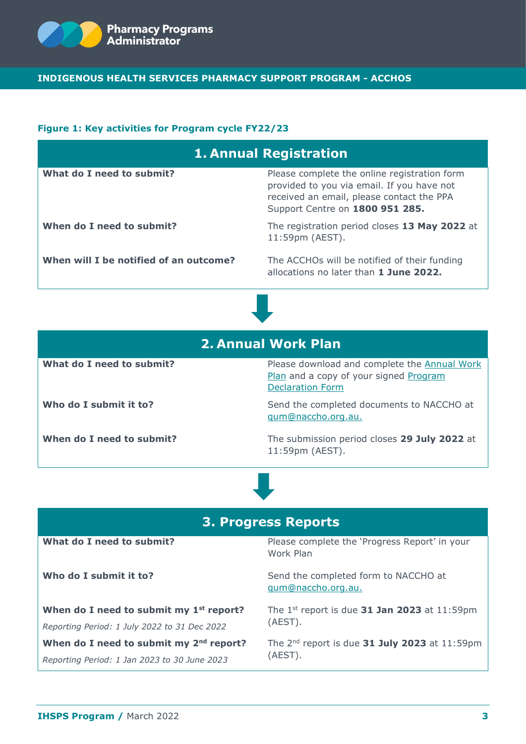**INDIGENOUS HEALTH SERVICES PHARMACY SUPPORT PROGRAM - ACCHOS**

**Figure 1: Key activities for Program cycle FY22/23**

## 1. Annual Registration

| | |
|---|---|
| **What do I need to submit?** | Please complete the online registration form provided to you via email. If you have not received an email, please contact the PPA Support Centre on **1800 951 285.** |
| **When do I need to submit?** | The registration period closes **13 May 2022** at 11:59pm (AEST). |
| **When will I be notified of an outcome?** | The ACCHOs will be notified of their funding allocations no later than **1 June 2022.** |

## 2. Annual Work Plan

| | |
|---|---|
| **What do I need to submit?** | Please download and complete the [Annual Work Plan] and a copy of your signed [Program Declaration Form] |
| **Who do I submit it to?** | Send the completed documents to NACCHO at qum@naccho.org.au. |
| **When do I need to submit?** | The submission period closes **29 July 2022** at 11:59pm (AEST). |

## 3. Progress Reports

| | |
|---|---|
| **What do I need to submit?** | Please complete the 'Progress Report' in your Work Plan |
| **Who do I submit it to?** | Send the completed form to NACCHO at qum@naccho.org.au. |
| **When do I need to submit my 1st report?** *Reporting Period: 1 July 2022 to 31 Dec 2022* | The 1st report is due **31 Jan 2023** at 11:59pm (AEST). |
| **When do I need to submit my 2nd report?** *Reporting Period: 1 Jan 2023 to 30 June 2023* | The 2nd report is due **31 July 2023** at 11:59pm (AEST). |